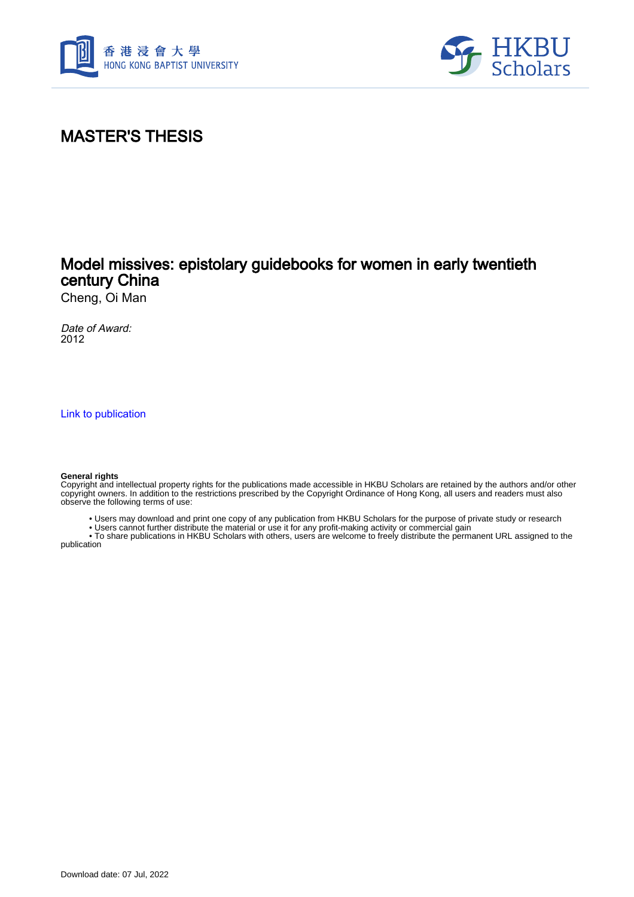香港浸會大學
HONG KONG BAPTIST UNIVERSITY

HKBU Scholars

# MASTER'S THESIS

## Model missives: epistolary guidebooks for women in early twentieth century China

Cheng, Oi Man

*Date of Award:*
2012

Link to publication

**General rights**
Copyright and intellectual property rights for the publications made accessible in HKBU Scholars are retained by the authors and/or other copyright owners. In addition to the restrictions prescribed by the Copyright Ordinance of Hong Kong, all users and readers must also observe the following terms of use:

- Users may download and print one copy of any publication from HKBU Scholars for the purpose of private study or research
- Users cannot further distribute the material or use it for any profit-making activity or commercial gain
- To share publications in HKBU Scholars with others, users are welcome to freely distribute the permanent URL assigned to the publication

Download date: 07 Jul, 2022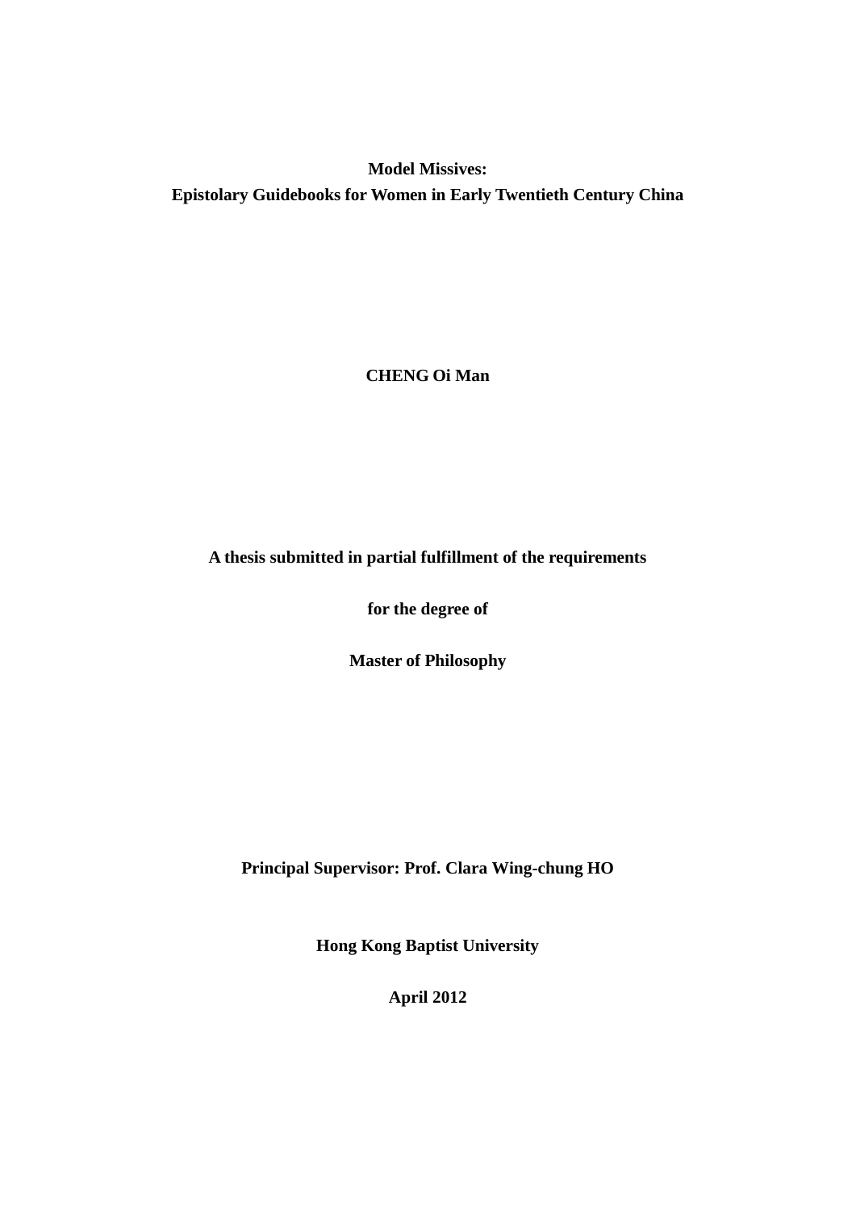**Model Missives:**
**Epistolary Guidebooks for Women in Early Twentieth Century China**

**CHENG Oi Man**

**A thesis submitted in partial fulfillment of the requirements**

**for the degree of**

**Master of Philosophy**

**Principal Supervisor: Prof. Clara Wing-chung HO**

**Hong Kong Baptist University**

**April 2012**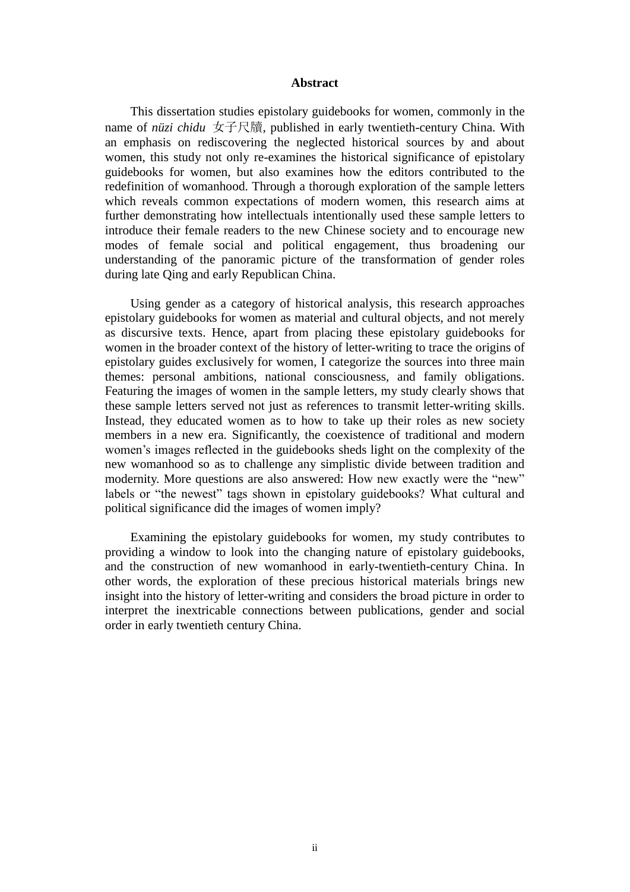# Abstract

This dissertation studies epistolary guidebooks for women, commonly in the name of *nüzi chidu* 女子尺牘, published in early twentieth-century China. With an emphasis on rediscovering the neglected historical sources by and about women, this study not only re-examines the historical significance of epistolary guidebooks for women, but also examines how the editors contributed to the redefinition of womanhood. Through a thorough exploration of the sample letters which reveals common expectations of modern women, this research aims at further demonstrating how intellectuals intentionally used these sample letters to introduce their female readers to the new Chinese society and to encourage new modes of female social and political engagement, thus broadening our understanding of the panoramic picture of the transformation of gender roles during late Qing and early Republican China.

Using gender as a category of historical analysis, this research approaches epistolary guidebooks for women as material and cultural objects, and not merely as discursive texts. Hence, apart from placing these epistolary guidebooks for women in the broader context of the history of letter-writing to trace the origins of epistolary guides exclusively for women, I categorize the sources into three main themes: personal ambitions, national consciousness, and family obligations. Featuring the images of women in the sample letters, my study clearly shows that these sample letters served not just as references to transmit letter-writing skills. Instead, they educated women as to how to take up their roles as new society members in a new era. Significantly, the coexistence of traditional and modern women's images reflected in the guidebooks sheds light on the complexity of the new womanhood so as to challenge any simplistic divide between tradition and modernity. More questions are also answered: How new exactly were the "new" labels or "the newest" tags shown in epistolary guidebooks? What cultural and political significance did the images of women imply?

Examining the epistolary guidebooks for women, my study contributes to providing a window to look into the changing nature of epistolary guidebooks, and the construction of new womanhood in early-twentieth-century China. In other words, the exploration of these precious historical materials brings new insight into the history of letter-writing and considers the broad picture in order to interpret the inextricable connections between publications, gender and social order in early twentieth century China.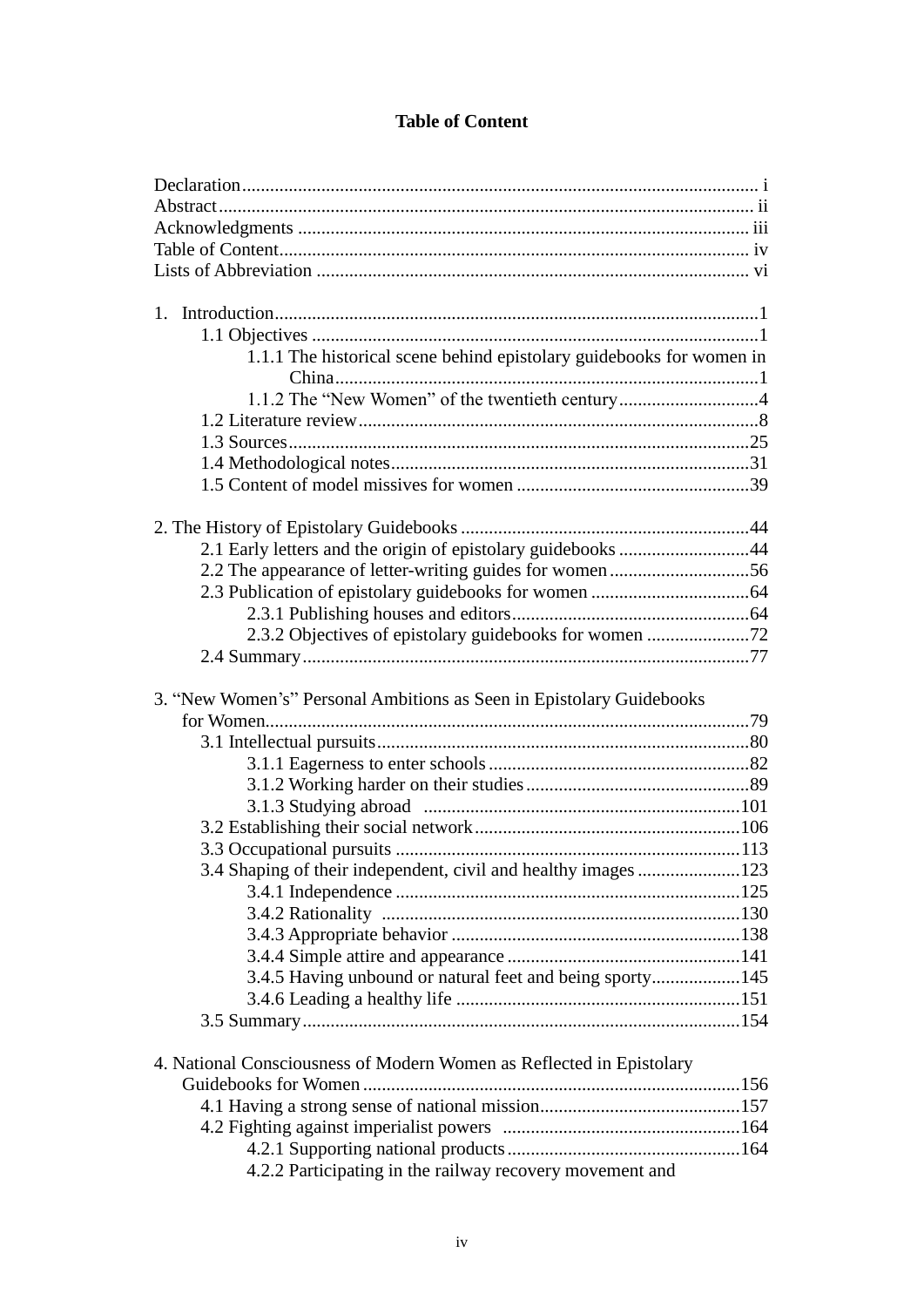# Table of Content

Declaration ........................................................................................................ i
Abstract ........................................................................................................ ii
Acknowledgments ........................................................................................ iii
Table of Content ........................................................................................... iv
Lists of Abbreviation .................................................................................... vi

1. Introduction ........................................................................................................ 1
    - 1.1 Objectives ........................................................................................................ 1
        - 1.1.1 The historical scene behind epistolary guidebooks for women in China ........................................................................................................ 1
        - 1.1.2 The "New Women" of the twentieth century ........................................ 4
    - 1.2 Literature review ........................................................................................ 8
    - 1.3 Sources ........................................................................................................ 25
    - 1.4 Methodological notes ........................................................................................ 31
    - 1.5 Content of model missives for women ........................................................ 39

2. The History of Epistolary Guidebooks ........................................................ 44
    - 2.1 Early letters and the origin of epistolary guidebooks ........................................ 44
    - 2.2 The appearance of letter-writing guides for women ........................................ 56
    - 2.3 Publication of epistolary guidebooks for women ........................................ 64
        - 2.3.1 Publishing houses and editors ........................................................ 64
        - 2.3.2 Objectives of epistolary guidebooks for women ........................................ 72
    - 2.4 Summary ........................................................................................................ 77

3. "New Women's" Personal Ambitions as Seen in Epistolary Guidebooks for Women ........................................................................................................ 79
    - 3.1 Intellectual pursuits ........................................................................................ 80
        - 3.1.1 Eagerness to enter schools ........................................................ 82
        - 3.1.2 Working harder on their studies ........................................................ 89
        - 3.1.3 Studying abroad ........................................................................ 101
    - 3.2 Establishing their social network ........................................................ 106
    - 3.3 Occupational pursuits ........................................................................ 113
    - 3.4 Shaping of their independent, civil and healthy images ........................................ 123
        - 3.4.1 Independence ........................................................................ 125
        - 3.4.2 Rationality ........................................................................ 130
        - 3.4.3 Appropriate behavior ........................................................................ 138
        - 3.4.4 Simple attire and appearance ........................................................ 141
        - 3.4.5 Having unbound or natural feet and being sporty ........................................ 145
        - 3.4.6 Leading a healthy life ........................................................................ 151
    - 3.5 Summary ........................................................................................................ 154

4. National Consciousness of Modern Women as Reflected in Epistolary Guidebooks for Women ........................................................................ 156
    - 4.1 Having a strong sense of national mission ........................................ 157
    - 4.2 Fighting against imperialist powers ........................................................ 164
        - 4.2.1 Supporting national products ........................................................ 164
        - 4.2.2 Participating in the railway recovery movement and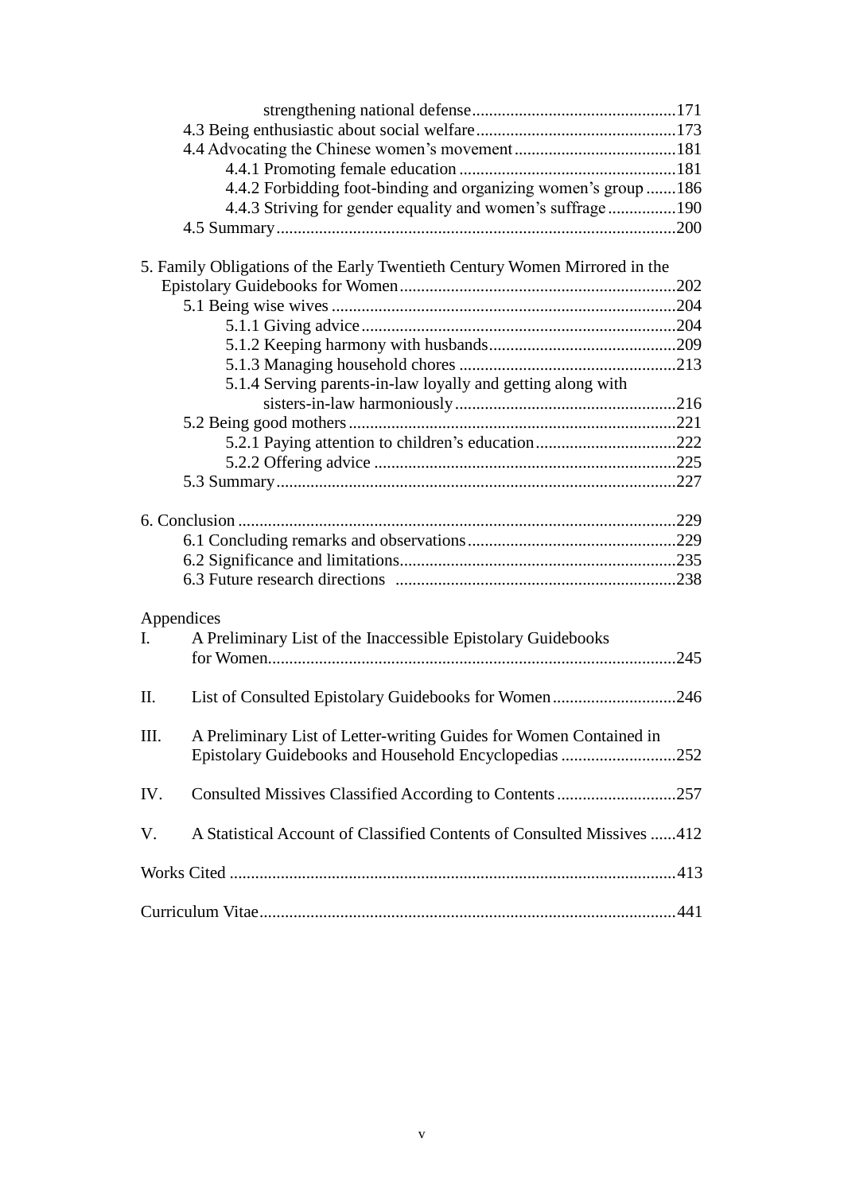strengthening national defense ............................................... 171

4.3 Being enthusiastic about social welfare ............................................... 173

4.4 Advocating the Chinese women's movement ...................................... 181

4.4.1 Promoting female education ................................................... 181

4.4.2 Forbidding foot-binding and organizing women's group ....... 186

4.4.3 Striving for gender equality and women's suffrage ................ 190

4.5 Summary ............................................................................................ 200

5. Family Obligations of the Early Twentieth Century Women Mirrored in the Epistolary Guidebooks for Women ................................................................ 202

5.1 Being wise wives ................................................................................ 204

5.1.1 Giving advice ........................................................................... 204

5.1.2 Keeping harmony with husbands ............................................ 209

5.1.3 Managing household chores ................................................... 213

5.1.4 Serving parents-in-law loyally and getting along with sisters-in-law harmoniously .................................................... 216

5.2 Being good mothers ............................................................................ 221

5.2.1 Paying attention to children's education ................................. 222

5.2.2 Offering advice ....................................................................... 225

5.3 Summary ............................................................................................ 227

6. Conclusion ...................................................................................................... 229

6.1 Concluding remarks and observations ................................................ 229

6.2 Significance and limitations ................................................................ 235

6.3 Future research directions ................................................................... 238

Appendices

I. A Preliminary List of the Inaccessible Epistolary Guidebooks for Women ............................................................................................... 245

II. List of Consulted Epistolary Guidebooks for Women ............................. 246

III. A Preliminary List of Letter-writing Guides for Women Contained in Epistolary Guidebooks and Household Encyclopedias ........................... 252

IV. Consulted Missives Classified According to Contents ............................ 257

V. A Statistical Account of Classified Contents of Consulted Missives ...... 412

Works Cited ........................................................................................................ 413

Curriculum Vitae ................................................................................................. 441